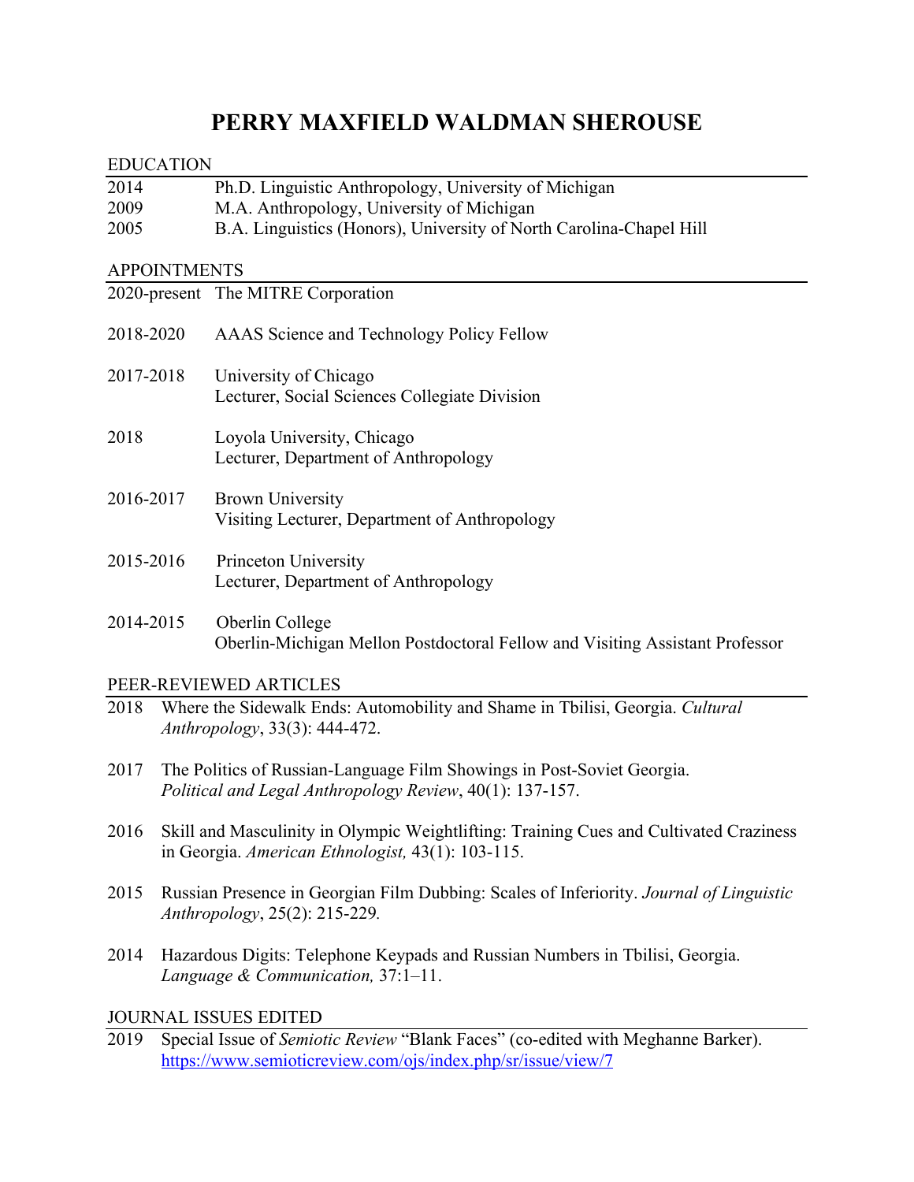# PERRY MAXFIELD WALDMAN SHEROUSE

## EDUCATION

| | |
|---|---|
| 2014 | Ph.D. Linguistic Anthropology, University of Michigan |
| 2009 | M.A. Anthropology, University of Michigan |
| 2005 | B.A. Linguistics (Honors), University of North Carolina-Chapel Hill |

## APPOINTMENTS

2020-present The MITRE Corporation

2018-2020 AAAS Science and Technology Policy Fellow

2017-2018 University of Chicago
Lecturer, Social Sciences Collegiate Division

2018 Loyola University, Chicago
Lecturer, Department of Anthropology

2016-2017 Brown University
Visiting Lecturer, Department of Anthropology

2015-2016 Princeton University
Lecturer, Department of Anthropology

2014-2015 Oberlin College
Oberlin-Michigan Mellon Postdoctoral Fellow and Visiting Assistant Professor

## PEER-REVIEWED ARTICLES

2018 Where the Sidewalk Ends: Automobility and Shame in Tbilisi, Georgia. *Cultural Anthropology*, 33(3): 444-472.

2017 The Politics of Russian-Language Film Showings in Post-Soviet Georgia. *Political and Legal Anthropology Review*, 40(1): 137-157.

2016 Skill and Masculinity in Olympic Weightlifting: Training Cues and Cultivated Craziness in Georgia. *American Ethnologist,* 43(1): 103-115.

2015 Russian Presence in Georgian Film Dubbing: Scales of Inferiority. *Journal of Linguistic Anthropology*, 25(2): 215-229.

2014 Hazardous Digits: Telephone Keypads and Russian Numbers in Tbilisi, Georgia. *Language & Communication,* 37:1–11.

## JOURNAL ISSUES EDITED

2019 Special Issue of *Semiotic Review* "Blank Faces" (co-edited with Meghanne Barker). https://www.semioticreview.com/ojs/index.php/sr/issue/view/7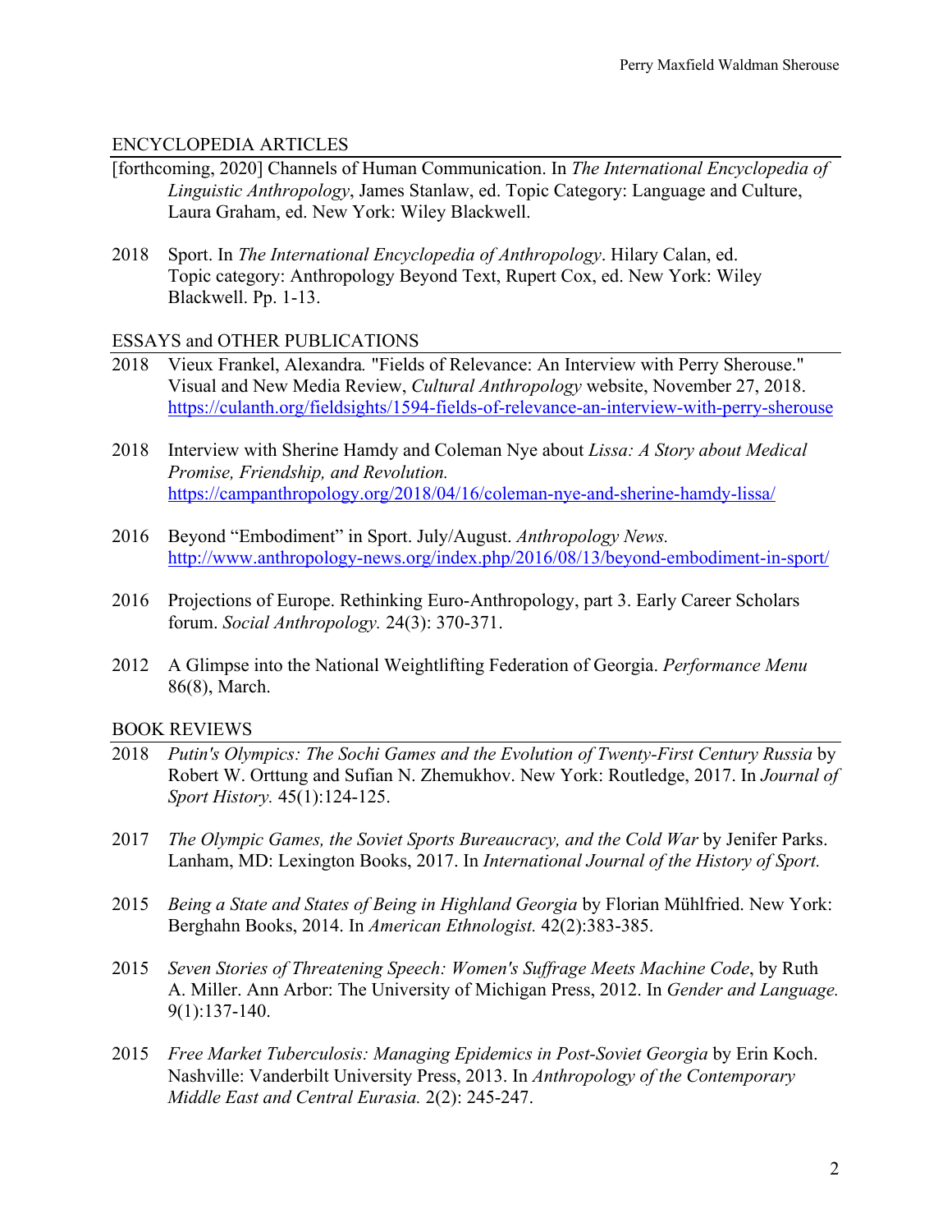## ENCYCLOPEDIA ARTICLES

[forthcoming, 2020] Channels of Human Communication. In *The International Encyclopedia of Linguistic Anthropology*, James Stanlaw, ed. Topic Category: Language and Culture, Laura Graham, ed. New York: Wiley Blackwell.

2018 Sport. In *The International Encyclopedia of Anthropology*. Hilary Calan, ed. Topic category: Anthropology Beyond Text, Rupert Cox, ed. New York: Wiley Blackwell. Pp. 1-13.

## ESSAYS and OTHER PUBLICATIONS

2018 Vieux Frankel, Alexandra*.* "Fields of Relevance: An Interview with Perry Sherouse." Visual and New Media Review, *Cultural Anthropology* website, November 27, 2018. https://culanth.org/fieldsights/1594-fields-of-relevance-an-interview-with-perry-sherouse

2018 Interview with Sherine Hamdy and Coleman Nye about *Lissa: A Story about Medical Promise, Friendship, and Revolution.* https://campanthropology.org/2018/04/16/coleman-nye-and-sherine-hamdy-lissa/

2016 Beyond "Embodiment" in Sport. July/August. *Anthropology News.* http://www.anthropology-news.org/index.php/2016/08/13/beyond-embodiment-in-sport/

2016 Projections of Europe. Rethinking Euro-Anthropology, part 3. Early Career Scholars forum. *Social Anthropology.* 24(3): 370-371.

2012 A Glimpse into the National Weightlifting Federation of Georgia. *Performance Menu* 86(8), March.

## BOOK REVIEWS

2018 *Putin's Olympics: The Sochi Games and the Evolution of Twenty-First Century Russia* by Robert W. Orttung and Sufian N. Zhemukhov. New York: Routledge, 2017. In *Journal of Sport History.* 45(1):124-125.

2017 *The Olympic Games, the Soviet Sports Bureaucracy, and the Cold War* by Jenifer Parks. Lanham, MD: Lexington Books, 2017. In *International Journal of the History of Sport.*

2015 *Being a State and States of Being in Highland Georgia* by Florian Mühlfried. New York: Berghahn Books, 2014. In *American Ethnologist.* 42(2):383-385.

2015 *Seven Stories of Threatening Speech: Women's Suffrage Meets Machine Code*, by Ruth A. Miller. Ann Arbor: The University of Michigan Press, 2012. In *Gender and Language.* 9(1):137-140.

2015 *Free Market Tuberculosis: Managing Epidemics in Post-Soviet Georgia* by Erin Koch. Nashville: Vanderbilt University Press, 2013. In *Anthropology of the Contemporary Middle East and Central Eurasia.* 2(2): 245-247.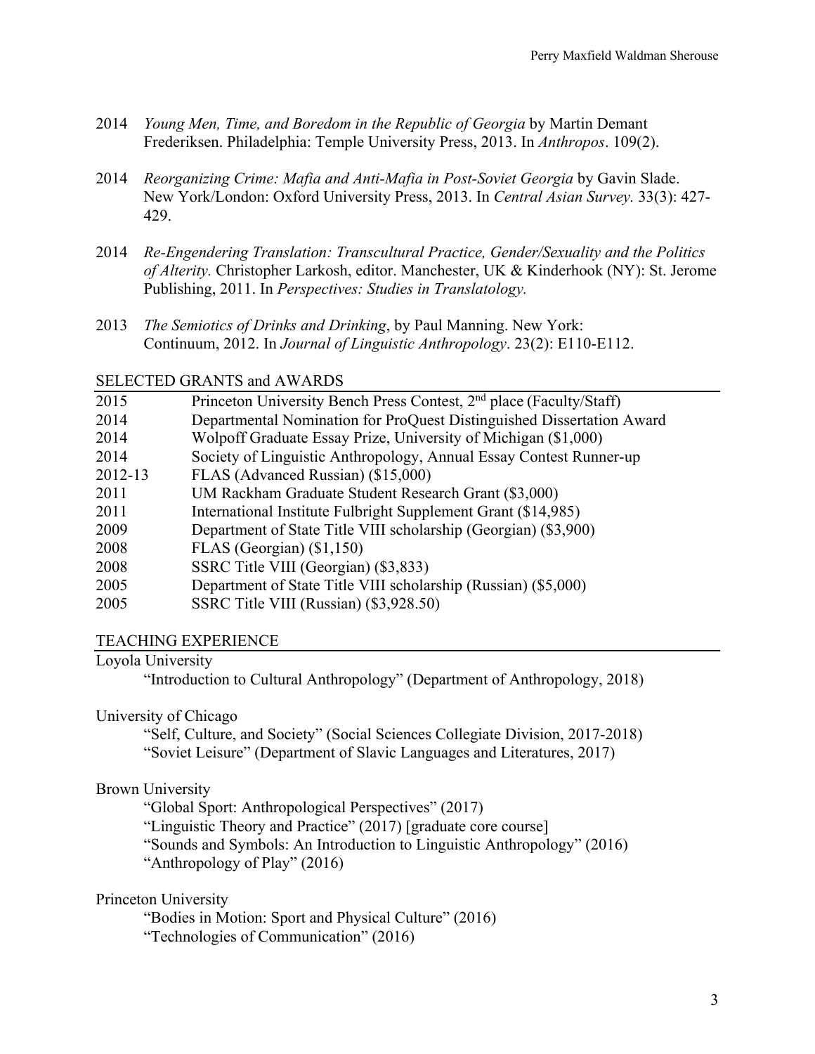2014 *Young Men, Time, and Boredom in the Republic of Georgia* by Martin Demant Frederiksen. Philadelphia: Temple University Press, 2013. In *Anthropos*. 109(2).

2014 *Reorganizing Crime: Mafia and Anti-Mafia in Post-Soviet Georgia* by Gavin Slade. New York/London: Oxford University Press, 2013. In *Central Asian Survey.* 33(3): 427-429.

2014 *Re-Engendering Translation: Transcultural Practice, Gender/Sexuality and the Politics of Alterity.* Christopher Larkosh, editor. Manchester, UK & Kinderhook (NY): St. Jerome Publishing, 2011. In *Perspectives: Studies in Translatology.*

2013 *The Semiotics of Drinks and Drinking*, by Paul Manning. New York: Continuum, 2012. In *Journal of Linguistic Anthropology*. 23(2): E110-E112.

## SELECTED GRANTS and AWARDS

| | |
|---|---|
| 2015 | Princeton University Bench Press Contest, 2nd place (Faculty/Staff) |
| 2014 | Departmental Nomination for ProQuest Distinguished Dissertation Award |
| 2014 | Wolpoff Graduate Essay Prize, University of Michigan ($1,000) |
| 2014 | Society of Linguistic Anthropology, Annual Essay Contest Runner-up |
| 2012-13 | FLAS (Advanced Russian) ($15,000) |
| 2011 | UM Rackham Graduate Student Research Grant ($3,000) |
| 2011 | International Institute Fulbright Supplement Grant ($14,985) |
| 2009 | Department of State Title VIII scholarship (Georgian) ($3,900) |
| 2008 | FLAS (Georgian) ($1,150) |
| 2008 | SSRC Title VIII (Georgian) ($3,833) |
| 2005 | Department of State Title VIII scholarship (Russian) ($5,000) |
| 2005 | SSRC Title VIII (Russian) ($3,928.50) |

## TEACHING EXPERIENCE

Loyola University

"Introduction to Cultural Anthropology" (Department of Anthropology, 2018)

University of Chicago

"Self, Culture, and Society" (Social Sciences Collegiate Division, 2017-2018)
"Soviet Leisure" (Department of Slavic Languages and Literatures, 2017)

Brown University

"Global Sport: Anthropological Perspectives" (2017)
"Linguistic Theory and Practice" (2017) [graduate core course]
"Sounds and Symbols: An Introduction to Linguistic Anthropology" (2016)
"Anthropology of Play" (2016)

Princeton University

"Bodies in Motion: Sport and Physical Culture" (2016)
"Technologies of Communication" (2016)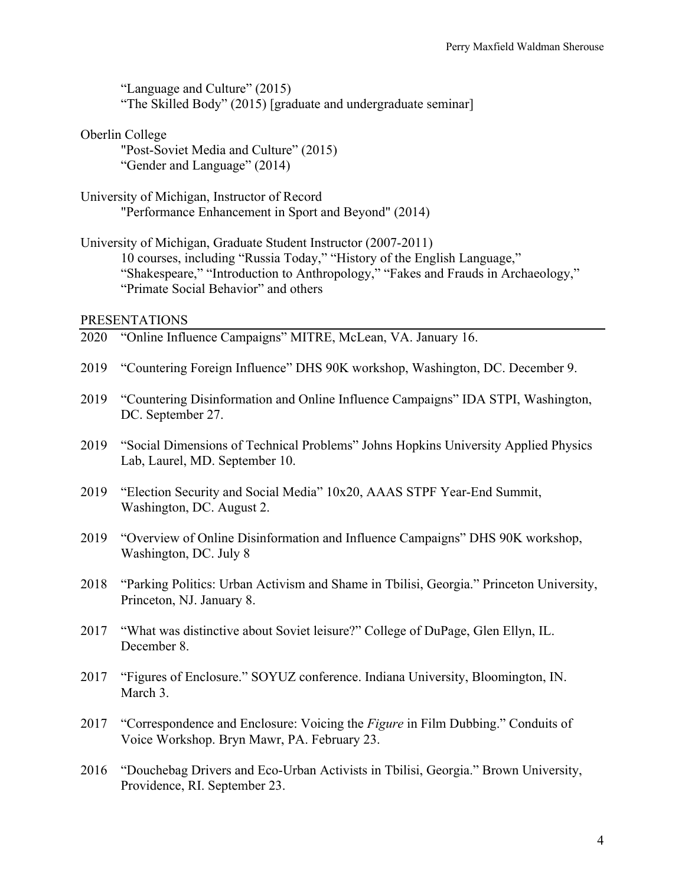"Language and Culture" (2015)
"The Skilled Body" (2015) [graduate and undergraduate seminar]

Oberlin College
"Post-Soviet Media and Culture" (2015)
"Gender and Language" (2014)

University of Michigan, Instructor of Record
"Performance Enhancement in Sport and Beyond" (2014)

University of Michigan, Graduate Student Instructor (2007-2011)
10 courses, including "Russia Today," "History of the English Language," "Shakespeare," "Introduction to Anthropology," "Fakes and Frauds in Archaeology," "Primate Social Behavior" and others

## PRESENTATIONS

2020 "Online Influence Campaigns" MITRE, McLean, VA. January 16.

2019 "Countering Foreign Influence" DHS 90K workshop, Washington, DC. December 9.

2019 "Countering Disinformation and Online Influence Campaigns" IDA STPI, Washington, DC. September 27.

2019 "Social Dimensions of Technical Problems" Johns Hopkins University Applied Physics Lab, Laurel, MD. September 10.

2019 "Election Security and Social Media" 10x20, AAAS STPF Year-End Summit, Washington, DC. August 2.

2019 "Overview of Online Disinformation and Influence Campaigns" DHS 90K workshop, Washington, DC. July 8

2018 "Parking Politics: Urban Activism and Shame in Tbilisi, Georgia." Princeton University, Princeton, NJ. January 8.

2017 "What was distinctive about Soviet leisure?" College of DuPage, Glen Ellyn, IL. December 8.

2017 "Figures of Enclosure." SOYUZ conference. Indiana University, Bloomington, IN. March 3.

2017 "Correspondence and Enclosure: Voicing the *Figure* in Film Dubbing." Conduits of Voice Workshop. Bryn Mawr, PA. February 23.

2016 "Douchebag Drivers and Eco-Urban Activists in Tbilisi, Georgia." Brown University, Providence, RI. September 23.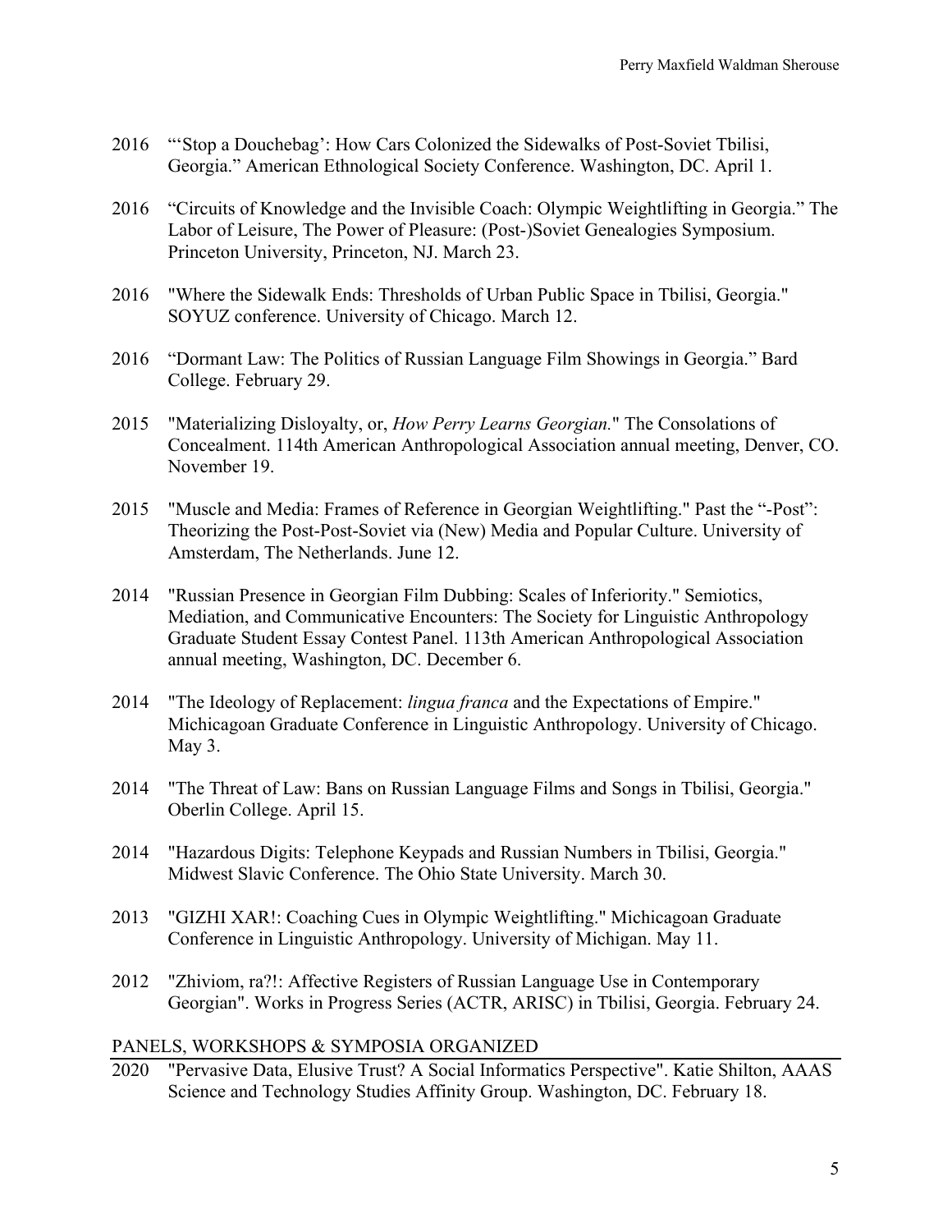2016 "'Stop a Douchebag': How Cars Colonized the Sidewalks of Post-Soviet Tbilisi, Georgia." American Ethnological Society Conference. Washington, DC. April 1.

2016 "Circuits of Knowledge and the Invisible Coach: Olympic Weightlifting in Georgia." The Labor of Leisure, The Power of Pleasure: (Post-)Soviet Genealogies Symposium. Princeton University, Princeton, NJ. March 23.

2016 "Where the Sidewalk Ends: Thresholds of Urban Public Space in Tbilisi, Georgia." SOYUZ conference. University of Chicago. March 12.

2016 "Dormant Law: The Politics of Russian Language Film Showings in Georgia." Bard College. February 29.

2015 "Materializing Disloyalty, or, *How Perry Learns Georgian.*" The Consolations of Concealment. 114th American Anthropological Association annual meeting, Denver, CO. November 19.

2015 "Muscle and Media: Frames of Reference in Georgian Weightlifting." Past the "-Post": Theorizing the Post-Post-Soviet via (New) Media and Popular Culture. University of Amsterdam, The Netherlands. June 12.

2014 "Russian Presence in Georgian Film Dubbing: Scales of Inferiority." Semiotics, Mediation, and Communicative Encounters: The Society for Linguistic Anthropology Graduate Student Essay Contest Panel. 113th American Anthropological Association annual meeting, Washington, DC. December 6.

2014 "The Ideology of Replacement: *lingua franca* and the Expectations of Empire." Michicagoan Graduate Conference in Linguistic Anthropology. University of Chicago. May 3.

2014 "The Threat of Law: Bans on Russian Language Films and Songs in Tbilisi, Georgia." Oberlin College. April 15.

2014 "Hazardous Digits: Telephone Keypads and Russian Numbers in Tbilisi, Georgia." Midwest Slavic Conference. The Ohio State University. March 30.

2013 "GIZHI XAR!: Coaching Cues in Olympic Weightlifting." Michicagoan Graduate Conference in Linguistic Anthropology. University of Michigan. May 11.

2012 "Zhiviom, ra?!: Affective Registers of Russian Language Use in Contemporary Georgian". Works in Progress Series (ACTR, ARISC) in Tbilisi, Georgia. February 24.

## PANELS, WORKSHOPS & SYMPOSIA ORGANIZED

2020 "Pervasive Data, Elusive Trust? A Social Informatics Perspective". Katie Shilton, AAAS Science and Technology Studies Affinity Group. Washington, DC. February 18.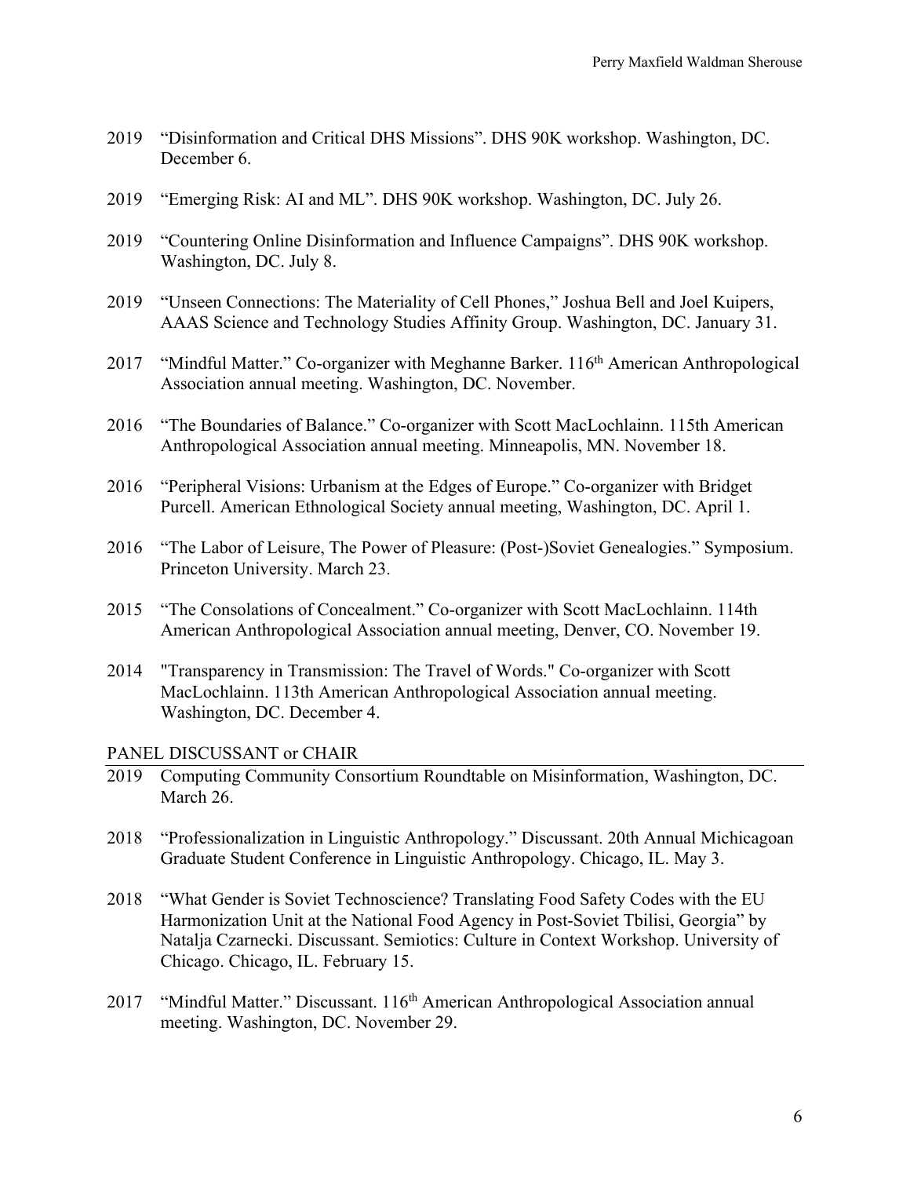2019 "Disinformation and Critical DHS Missions". DHS 90K workshop. Washington, DC. December 6.

2019 "Emerging Risk: AI and ML". DHS 90K workshop. Washington, DC. July 26.

2019 "Countering Online Disinformation and Influence Campaigns". DHS 90K workshop. Washington, DC. July 8.

2019 "Unseen Connections: The Materiality of Cell Phones," Joshua Bell and Joel Kuipers, AAAS Science and Technology Studies Affinity Group. Washington, DC. January 31.

2017 "Mindful Matter." Co-organizer with Meghanne Barker. 116th American Anthropological Association annual meeting. Washington, DC. November.

2016 "The Boundaries of Balance." Co-organizer with Scott MacLochlainn. 115th American Anthropological Association annual meeting. Minneapolis, MN. November 18.

2016 "Peripheral Visions: Urbanism at the Edges of Europe." Co-organizer with Bridget Purcell. American Ethnological Society annual meeting, Washington, DC. April 1.

2016 "The Labor of Leisure, The Power of Pleasure: (Post-)Soviet Genealogies." Symposium. Princeton University. March 23.

2015 "The Consolations of Concealment." Co-organizer with Scott MacLochlainn. 114th American Anthropological Association annual meeting, Denver, CO. November 19.

2014 "Transparency in Transmission: The Travel of Words." Co-organizer with Scott MacLochlainn. 113th American Anthropological Association annual meeting. Washington, DC. December 4.

## PANEL DISCUSSANT or CHAIR

2019 Computing Community Consortium Roundtable on Misinformation, Washington, DC. March 26.

2018 "Professionalization in Linguistic Anthropology." Discussant. 20th Annual Michicagoan Graduate Student Conference in Linguistic Anthropology. Chicago, IL. May 3.

2018 "What Gender is Soviet Technoscience? Translating Food Safety Codes with the EU Harmonization Unit at the National Food Agency in Post-Soviet Tbilisi, Georgia" by Natalja Czarnecki. Discussant. Semiotics: Culture in Context Workshop. University of Chicago. Chicago, IL. February 15.

2017 "Mindful Matter." Discussant. 116th American Anthropological Association annual meeting. Washington, DC. November 29.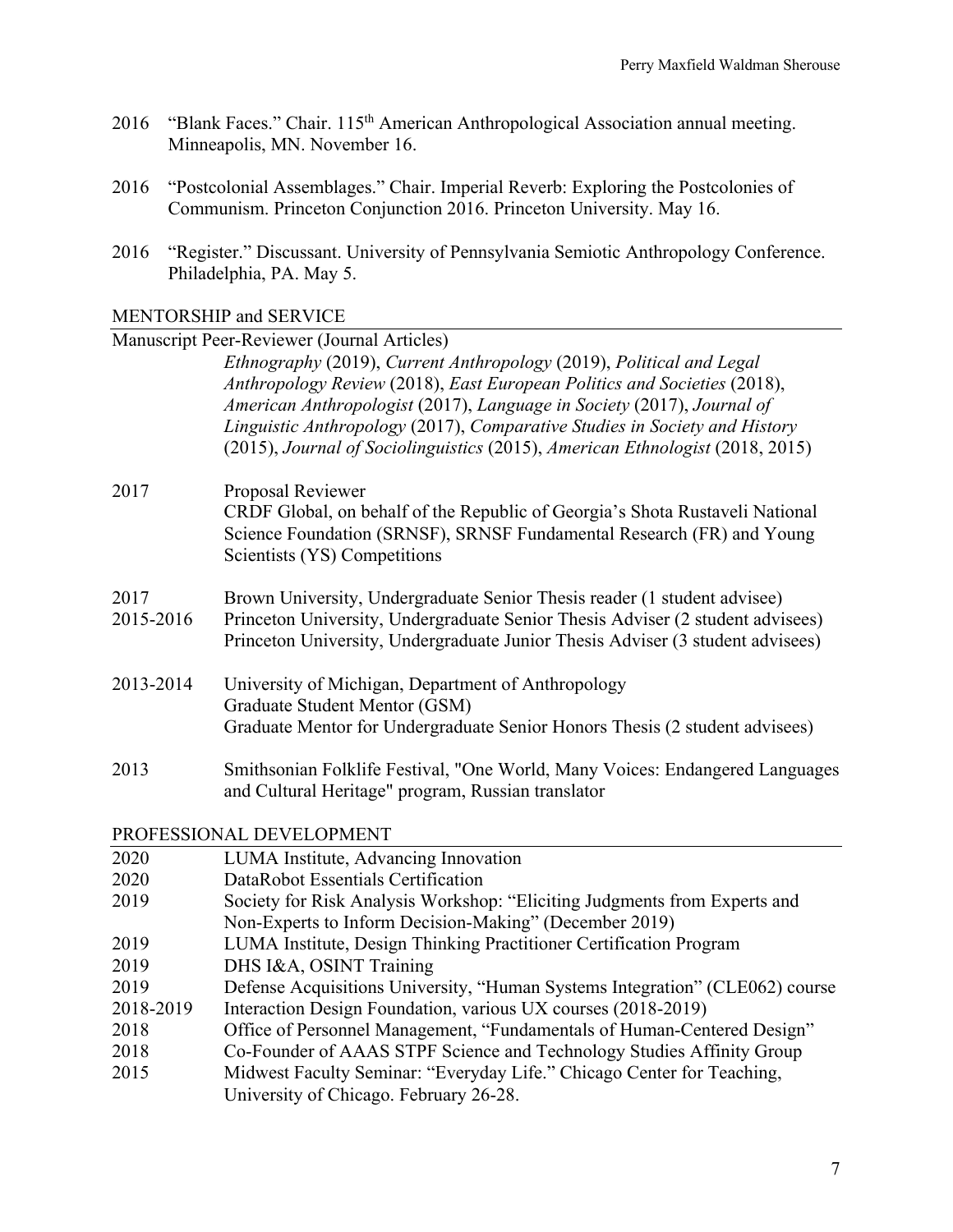2016 "Blank Faces." Chair. 115th American Anthropological Association annual meeting. Minneapolis, MN. November 16.

2016 "Postcolonial Assemblages." Chair. Imperial Reverb: Exploring the Postcolonies of Communism. Princeton Conjunction 2016. Princeton University. May 16.

2016 "Register." Discussant. University of Pennsylvania Semiotic Anthropology Conference. Philadelphia, PA. May 5.

## MENTORSHIP and SERVICE

Manuscript Peer-Reviewer (Journal Articles)

*Ethnography* (2019), *Current Anthropology* (2019), *Political and Legal Anthropology Review* (2018), *East European Politics and Societies* (2018), *American Anthropologist* (2017), *Language in Society* (2017), *Journal of Linguistic Anthropology* (2017), *Comparative Studies in Society and History* (2015), *Journal of Sociolinguistics* (2015), *American Ethnologist* (2018, 2015)

2017 Proposal Reviewer
CRDF Global, on behalf of the Republic of Georgia's Shota Rustaveli National Science Foundation (SRNSF), SRNSF Fundamental Research (FR) and Young Scientists (YS) Competitions

2017 Brown University, Undergraduate Senior Thesis reader (1 student advisee)
2015-2016 Princeton University, Undergraduate Senior Thesis Adviser (2 student advisees)
Princeton University, Undergraduate Junior Thesis Adviser (3 student advisees)

2013-2014 University of Michigan, Department of Anthropology
Graduate Student Mentor (GSM)
Graduate Mentor for Undergraduate Senior Honors Thesis (2 student advisees)

2013 Smithsonian Folklife Festival, "One World, Many Voices: Endangered Languages and Cultural Heritage" program, Russian translator

## PROFESSIONAL DEVELOPMENT

2020 LUMA Institute, Advancing Innovation
2020 DataRobot Essentials Certification
2019 Society for Risk Analysis Workshop: "Eliciting Judgments from Experts and Non-Experts to Inform Decision-Making" (December 2019)
2019 LUMA Institute, Design Thinking Practitioner Certification Program
2019 DHS I&A, OSINT Training
2019 Defense Acquisitions University, "Human Systems Integration" (CLE062) course
2018-2019 Interaction Design Foundation, various UX courses (2018-2019)
2018 Office of Personnel Management, "Fundamentals of Human-Centered Design"
2018 Co-Founder of AAAS STPF Science and Technology Studies Affinity Group
2015 Midwest Faculty Seminar: "Everyday Life." Chicago Center for Teaching, University of Chicago. February 26-28.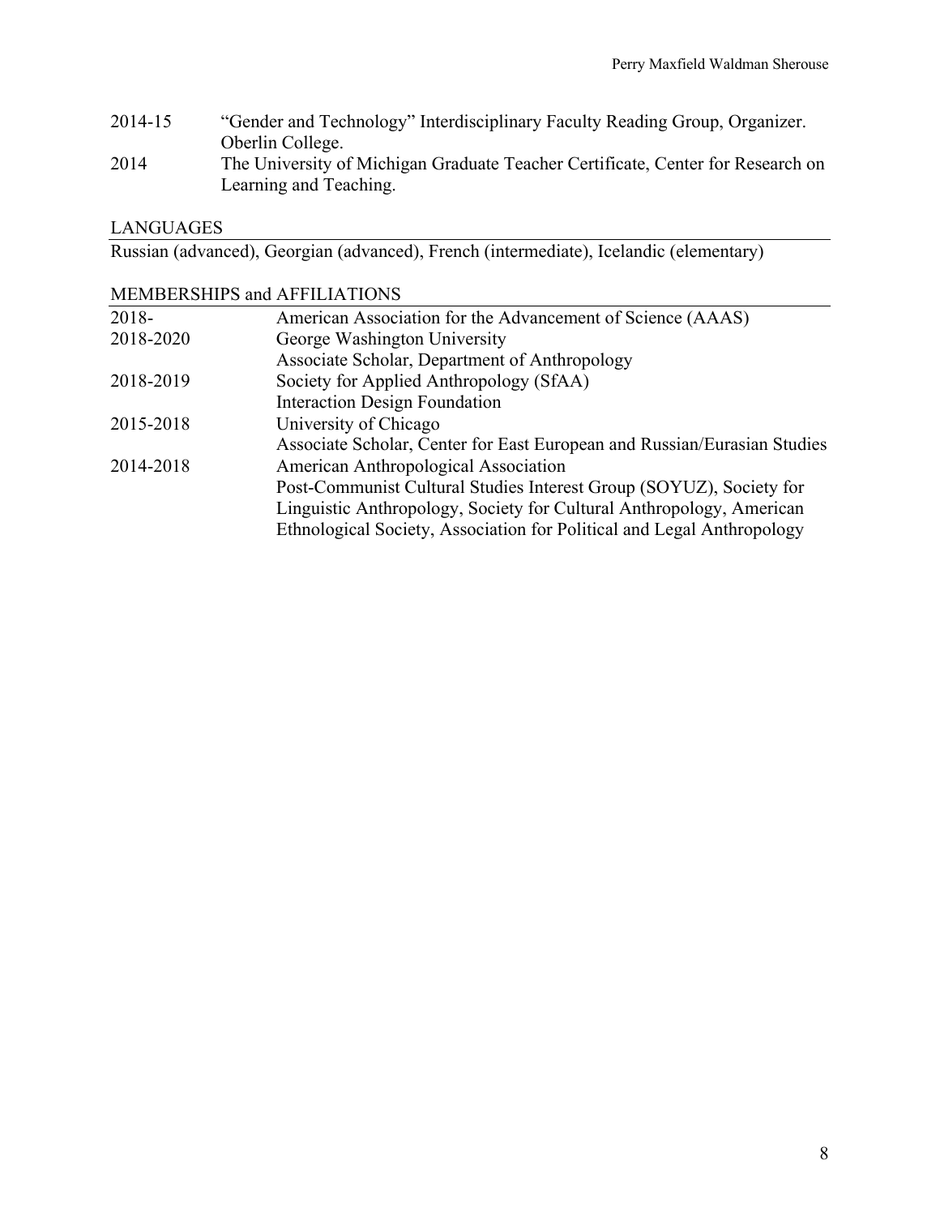| | |
|---|---|
| 2014-15 | "Gender and Technology" Interdisciplinary Faculty Reading Group, Organizer. Oberlin College. |
| 2014 | The University of Michigan Graduate Teacher Certificate, Center for Research on Learning and Teaching. |

## LANGUAGES

Russian (advanced), Georgian (advanced), French (intermediate), Icelandic (elementary)

## MEMBERSHIPS and AFFILIATIONS

| | |
|---|---|
| 2018- | American Association for the Advancement of Science (AAAS) |
| 2018-2020 | George Washington University<br>Associate Scholar, Department of Anthropology |
| 2018-2019 | Society for Applied Anthropology (SfAA)<br>Interaction Design Foundation |
| 2015-2018 | University of Chicago<br>Associate Scholar, Center for East European and Russian/Eurasian Studies |
| 2014-2018 | American Anthropological Association<br>Post-Communist Cultural Studies Interest Group (SOYUZ), Society for Linguistic Anthropology, Society for Cultural Anthropology, American Ethnological Society, Association for Political and Legal Anthropology |